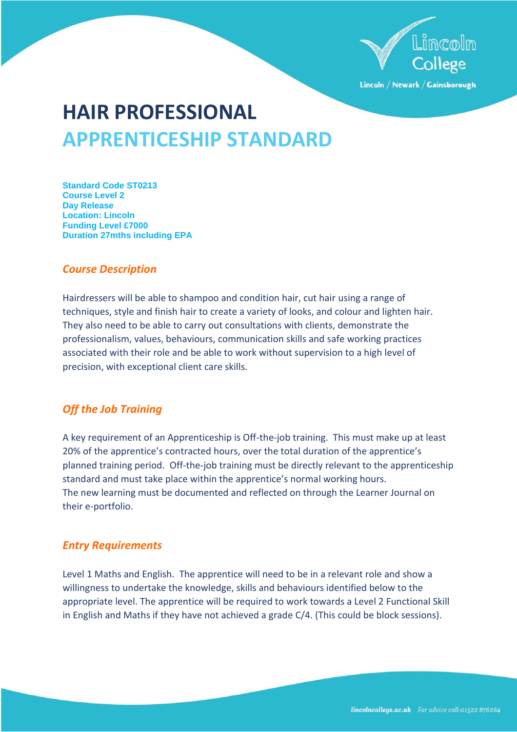# HAIR PROFESSIONAL
# APPRENTICESHIP STANDARD

**Standard Code ST0213**
**Course Level 2**
**Day Release**
**Location: Lincoln**
**Funding Level £7000**
**Duration 27mths including EPA**

## *Course Description*

Hairdressers will be able to shampoo and condition hair, cut hair using a range of techniques, style and finish hair to create a variety of looks, and colour and lighten hair. They also need to be able to carry out consultations with clients, demonstrate the professionalism, values, behaviours, communication skills and safe working practices associated with their role and be able to work without supervision to a high level of precision, with exceptional client care skills.

## *Off the Job Training*

A key requirement of an Apprenticeship is Off-the-job training. This must make up at least 20% of the apprentice's contracted hours, over the total duration of the apprentice's planned training period. Off-the-job training must be directly relevant to the apprenticeship standard and must take place within the apprentice's normal working hours.
The new learning must be documented and reflected on through the Learner Journal on their e-portfolio.

## *Entry Requirements*

Level 1 Maths and English. The apprentice will need to be in a relevant role and show a willingness to undertake the knowledge, skills and behaviours identified below to the appropriate level. The apprentice will be required to work towards a Level 2 Functional Skill in English and Maths if they have not achieved a grade C/4. (This could be block sessions).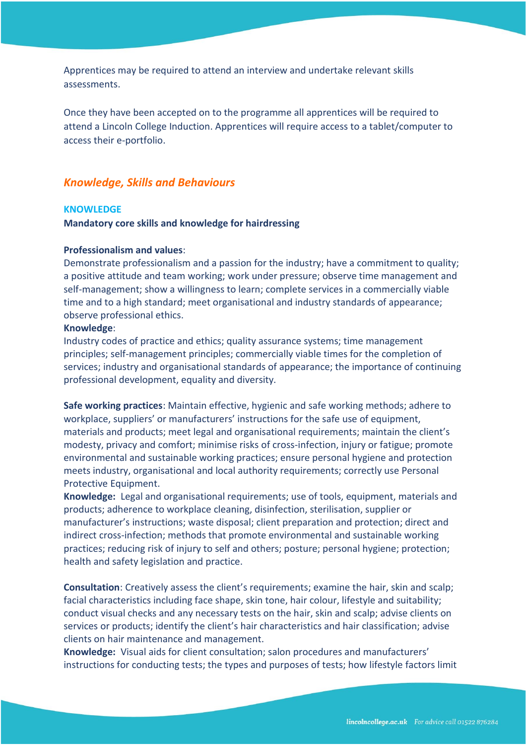Apprentices may be required to attend an interview and undertake relevant skills assessments.

Once they have been accepted on to the programme all apprentices will be required to attend a Lincoln College Induction. Apprentices will require access to a tablet/computer to access their e-portfolio.

## *Knowledge, Skills and Behaviours*

### KNOWLEDGE

**Mandatory core skills and knowledge for hairdressing**

**Professionalism and values**:
Demonstrate professionalism and a passion for the industry; have a commitment to quality; a positive attitude and team working; work under pressure; observe time management and self-management; show a willingness to learn; complete services in a commercially viable time and to a high standard; meet organisational and industry standards of appearance; observe professional ethics.
**Knowledge**:
Industry codes of practice and ethics; quality assurance systems; time management principles; self-management principles; commercially viable times for the completion of services; industry and organisational standards of appearance; the importance of continuing professional development, equality and diversity.

**Safe working practices**: Maintain effective, hygienic and safe working methods; adhere to workplace, suppliers' or manufacturers' instructions for the safe use of equipment, materials and products; meet legal and organisational requirements; maintain the client's modesty, privacy and comfort; minimise risks of cross-infection, injury or fatigue; promote environmental and sustainable working practices; ensure personal hygiene and protection meets industry, organisational and local authority requirements; correctly use Personal Protective Equipment.
**Knowledge:** Legal and organisational requirements; use of tools, equipment, materials and products; adherence to workplace cleaning, disinfection, sterilisation, supplier or manufacturer's instructions; waste disposal; client preparation and protection; direct and indirect cross-infection; methods that promote environmental and sustainable working practices; reducing risk of injury to self and others; posture; personal hygiene; protection; health and safety legislation and practice.

**Consultation**: Creatively assess the client's requirements; examine the hair, skin and scalp; facial characteristics including face shape, skin tone, hair colour, lifestyle and suitability; conduct visual checks and any necessary tests on the hair, skin and scalp; advise clients on services or products; identify the client's hair characteristics and hair classification; advise clients on hair maintenance and management.
**Knowledge:** Visual aids for client consultation; salon procedures and manufacturers' instructions for conducting tests; the types and purposes of tests; how lifestyle factors limit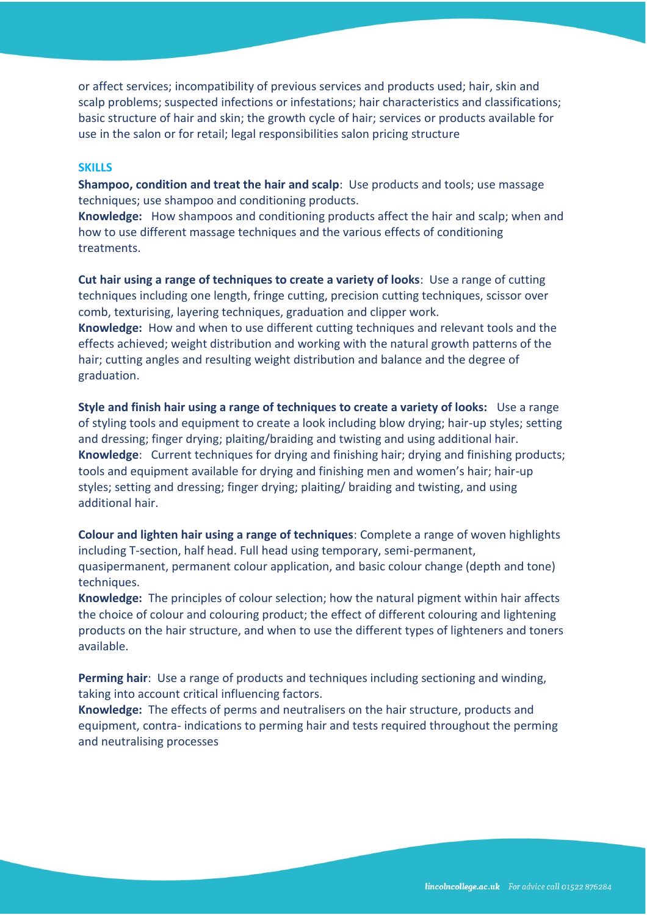or affect services; incompatibility of previous services and products used; hair, skin and scalp problems; suspected infections or infestations; hair characteristics and classifications; basic structure of hair and skin; the growth cycle of hair; services or products available for use in the salon or for retail; legal responsibilities salon pricing structure

## SKILLS

**Shampoo, condition and treat the hair and scalp**: Use products and tools; use massage techniques; use shampoo and conditioning products.
**Knowledge:** How shampoos and conditioning products affect the hair and scalp; when and how to use different massage techniques and the various effects of conditioning treatments.

**Cut hair using a range of techniques to create a variety of looks**: Use a range of cutting techniques including one length, fringe cutting, precision cutting techniques, scissor over comb, texturising, layering techniques, graduation and clipper work.
**Knowledge:** How and when to use different cutting techniques and relevant tools and the effects achieved; weight distribution and working with the natural growth patterns of the hair; cutting angles and resulting weight distribution and balance and the degree of graduation.

**Style and finish hair using a range of techniques to create a variety of looks:** Use a range of styling tools and equipment to create a look including blow drying; hair-up styles; setting and dressing; finger drying; plaiting/braiding and twisting and using additional hair.
**Knowledge**: Current techniques for drying and finishing hair; drying and finishing products; tools and equipment available for drying and finishing men and women's hair; hair-up styles; setting and dressing; finger drying; plaiting/ braiding and twisting, and using additional hair.

**Colour and lighten hair using a range of techniques**: Complete a range of woven highlights including T-section, half head. Full head using temporary, semi-permanent, quasipermanent, permanent colour application, and basic colour change (depth and tone) techniques.
**Knowledge:** The principles of colour selection; how the natural pigment within hair affects the choice of colour and colouring product; the effect of different colouring and lightening products on the hair structure, and when to use the different types of lighteners and toners available.

**Perming hair**: Use a range of products and techniques including sectioning and winding, taking into account critical influencing factors.
**Knowledge:** The effects of perms and neutralisers on the hair structure, products and equipment, contra- indications to perming hair and tests required throughout the perming and neutralising processes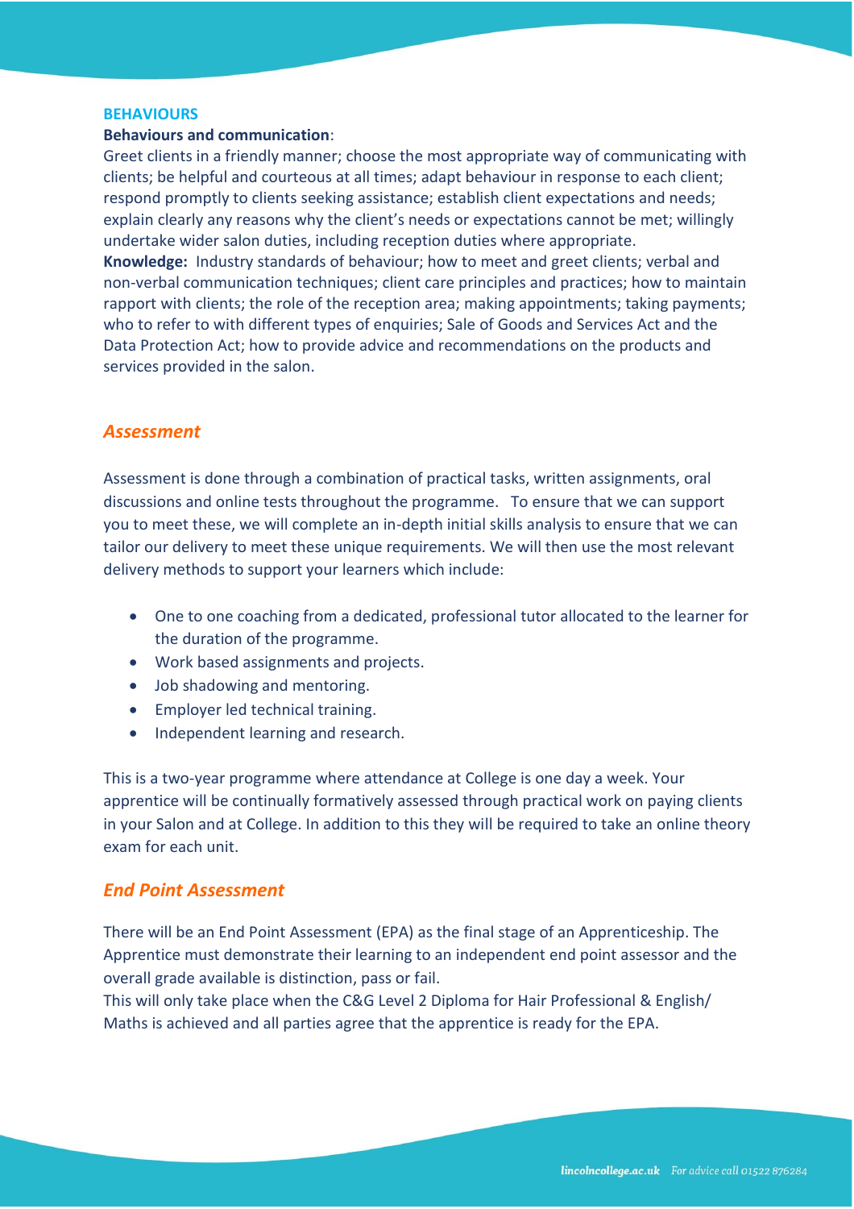## BEHAVIOURS

**Behaviours and communication**:
Greet clients in a friendly manner; choose the most appropriate way of communicating with clients; be helpful and courteous at all times; adapt behaviour in response to each client; respond promptly to clients seeking assistance; establish client expectations and needs; explain clearly any reasons why the client's needs or expectations cannot be met; willingly undertake wider salon duties, including reception duties where appropriate.
**Knowledge:** Industry standards of behaviour; how to meet and greet clients; verbal and non-verbal communication techniques; client care principles and practices; how to maintain rapport with clients; the role of the reception area; making appointments; taking payments; who to refer to with different types of enquiries; Sale of Goods and Services Act and the Data Protection Act; how to provide advice and recommendations on the products and services provided in the salon.

## *Assessment*

Assessment is done through a combination of practical tasks, written assignments, oral discussions and online tests throughout the programme. To ensure that we can support you to meet these, we will complete an in-depth initial skills analysis to ensure that we can tailor our delivery to meet these unique requirements. We will then use the most relevant delivery methods to support your learners which include:

- One to one coaching from a dedicated, professional tutor allocated to the learner for the duration of the programme.
- Work based assignments and projects.
- Job shadowing and mentoring.
- Employer led technical training.
- Independent learning and research.

This is a two-year programme where attendance at College is one day a week. Your apprentice will be continually formatively assessed through practical work on paying clients in your Salon and at College. In addition to this they will be required to take an online theory exam for each unit.

## *End Point Assessment*

There will be an End Point Assessment (EPA) as the final stage of an Apprenticeship. The Apprentice must demonstrate their learning to an independent end point assessor and the overall grade available is distinction, pass or fail.
This will only take place when the C&G Level 2 Diploma for Hair Professional & English/ Maths is achieved and all parties agree that the apprentice is ready for the EPA.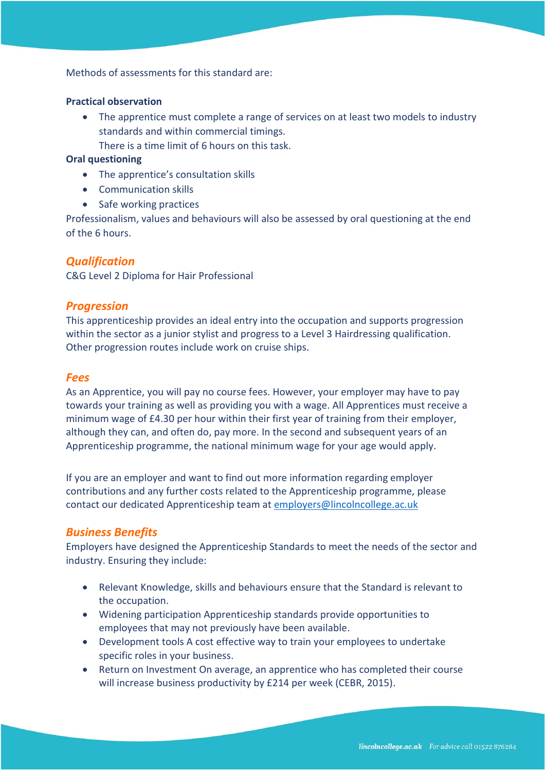Methods of assessments for this standard are:

**Practical observation**

- The apprentice must complete a range of services on at least two models to industry standards and within commercial timings.
  There is a time limit of 6 hours on this task.

**Oral questioning**

- The apprentice's consultation skills
- Communication skills
- Safe working practices

Professionalism, values and behaviours will also be assessed by oral questioning at the end of the 6 hours.

## *Qualification*

C&G Level 2 Diploma for Hair Professional

## *Progression*

This apprenticeship provides an ideal entry into the occupation and supports progression within the sector as a junior stylist and progress to a Level 3 Hairdressing qualification. Other progression routes include work on cruise ships.

## *Fees*

As an Apprentice, you will pay no course fees. However, your employer may have to pay towards your training as well as providing you with a wage. All Apprentices must receive a minimum wage of £4.30 per hour within their first year of training from their employer, although they can, and often do, pay more. In the second and subsequent years of an Apprenticeship programme, the national minimum wage for your age would apply.

If you are an employer and want to find out more information regarding employer contributions and any further costs related to the Apprenticeship programme, please contact our dedicated Apprenticeship team at employers@lincolncollege.ac.uk

## *Business Benefits*

Employers have designed the Apprenticeship Standards to meet the needs of the sector and industry. Ensuring they include:

- Relevant Knowledge, skills and behaviours ensure that the Standard is relevant to the occupation.
- Widening participation Apprenticeship standards provide opportunities to employees that may not previously have been available.
- Development tools A cost effective way to train your employees to undertake specific roles in your business.
- Return on Investment On average, an apprentice who has completed their course will increase business productivity by £214 per week (CEBR, 2015).